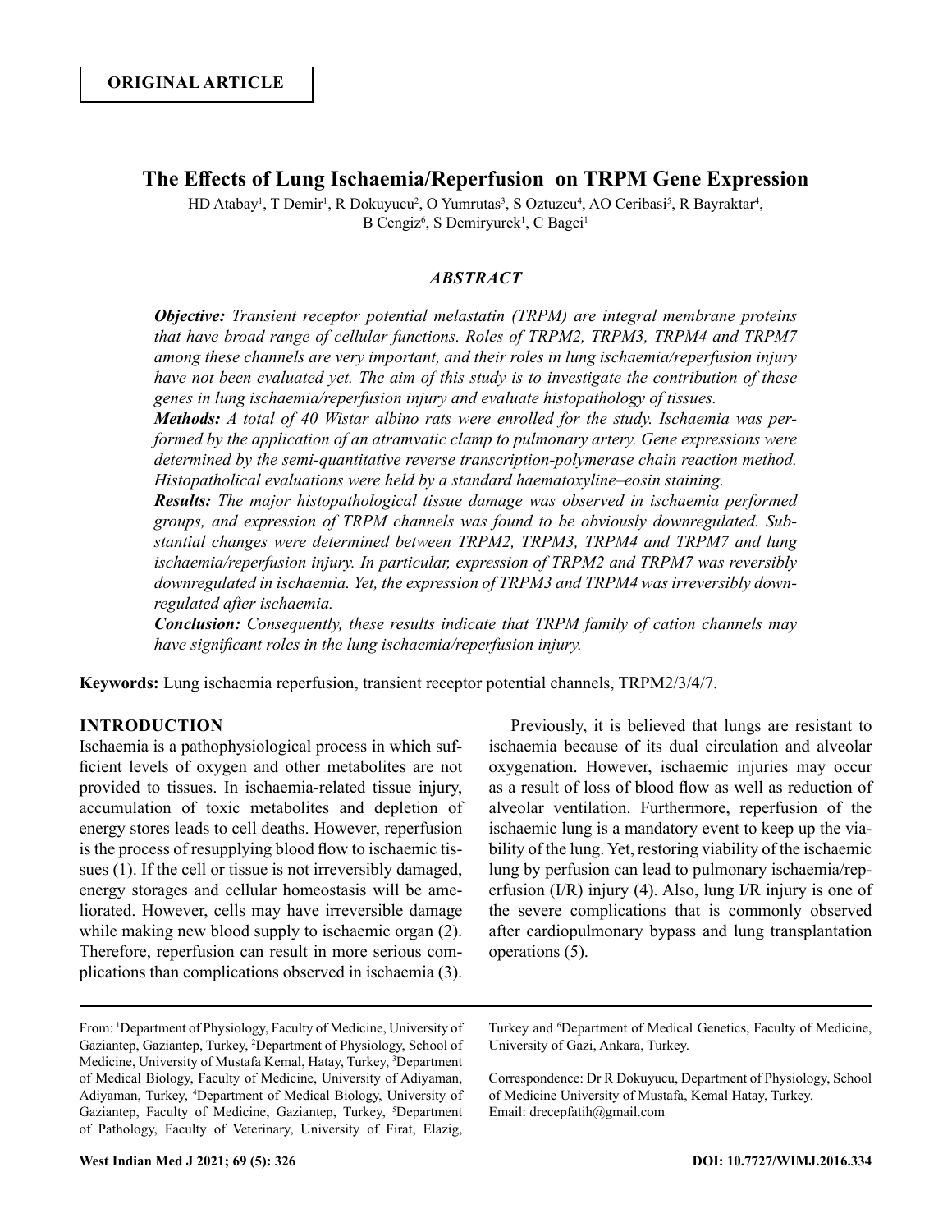**ORIGINAL ARTICLE**

# The Effects of Lung Ischaemia/Reperfusion on TRPM Gene Expression

HD Atabay[1], T Demir[1], R Dokuyucu[2], O Yumrutas[3], S Oztuzcu[4], AO Ceribasi[5], R Bayraktar[4], B Cengiz[6], S Demiryurek[1], C Bagci[1]

## *ABSTRACT*

***Objective:*** *Transient receptor potential melastatin (TRPM) are integral membrane proteins that have broad range of cellular functions. Roles of TRPM2, TRPM3, TRPM4 and TRPM7 among these channels are very important, and their roles in lung ischaemia/reperfusion injury have not been evaluated yet. The aim of this study is to investigate the contribution of these genes in lung ischaemia/reperfusion injury and evaluate histopathology of tissues.*

***Methods:*** *A total of 40 Wistar albino rats were enrolled for the study. Ischaemia was performed by the application of an atramvatic clamp to pulmonary artery. Gene expressions were determined by the semi-quantitative reverse transcription-polymerase chain reaction method. Histopatholical evaluations were held by a standard haematoxyline–eosin staining.*

***Results:*** *The major histopathological tissue damage was observed in ischaemia performed groups, and expression of TRPM channels was found to be obviously downregulated. Substantial changes were determined between TRPM2, TRPM3, TRPM4 and TRPM7 and lung ischaemia/reperfusion injury. In particular, expression of TRPM2 and TRPM7 was reversibly downregulated in ischaemia. Yet, the expression of TRPM3 and TRPM4 was irreversibly downregulated after ischaemia.*

***Conclusion:*** *Consequently, these results indicate that TRPM family of cation channels may have significant roles in the lung ischaemia/reperfusion injury.*

**Keywords:** Lung ischaemia reperfusion, transient receptor potential channels, TRPM2/3/4/7.

## INTRODUCTION

Ischaemia is a pathophysiological process in which sufficient levels of oxygen and other metabolites are not provided to tissues. In ischaemia-related tissue injury, accumulation of toxic metabolites and depletion of energy stores leads to cell deaths. However, reperfusion is the process of resupplying blood flow to ischaemic tissues (1). If the cell or tissue is not irreversibly damaged, energy storages and cellular homeostasis will be ameliorated. However, cells may have irreversible damage while making new blood supply to ischaemic organ (2). Therefore, reperfusion can result in more serious complications than complications observed in ischaemia (3).

Previously, it is believed that lungs are resistant to ischaemia because of its dual circulation and alveolar oxygenation. However, ischaemic injuries may occur as a result of loss of blood flow as well as reduction of alveolar ventilation. Furthermore, reperfusion of the ischaemic lung is a mandatory event to keep up the viability of the lung. Yet, restoring viability of the ischaemic lung by perfusion can lead to pulmonary ischaemia/reperfusion (I/R) injury (4). Also, lung I/R injury is one of the severe complications that is commonly observed after cardiopulmonary bypass and lung transplantation operations (5).

From: [1]Department of Physiology, Faculty of Medicine, University of Gaziantep, Gaziantep, Turkey, [2]Department of Physiology, School of Medicine, University of Mustafa Kemal, Hatay, Turkey, [3]Department of Medical Biology, Faculty of Medicine, University of Adiyaman, Adiyaman, Turkey, [4]Department of Medical Biology, University of Gaziantep, Faculty of Medicine, Gaziantep, Turkey, [5]Department of Pathology, Faculty of Veterinary, University of Firat, Elazig, Turkey and [6]Department of Medical Genetics, Faculty of Medicine, University of Gazi, Ankara, Turkey.

Correspondence: Dr R Dokuyucu, Department of Physiology, School of Medicine University of Mustafa, Kemal Hatay, Turkey. Email: drecepfatih@gmail.com

DOI: 10.7727/WIMJ.2016.334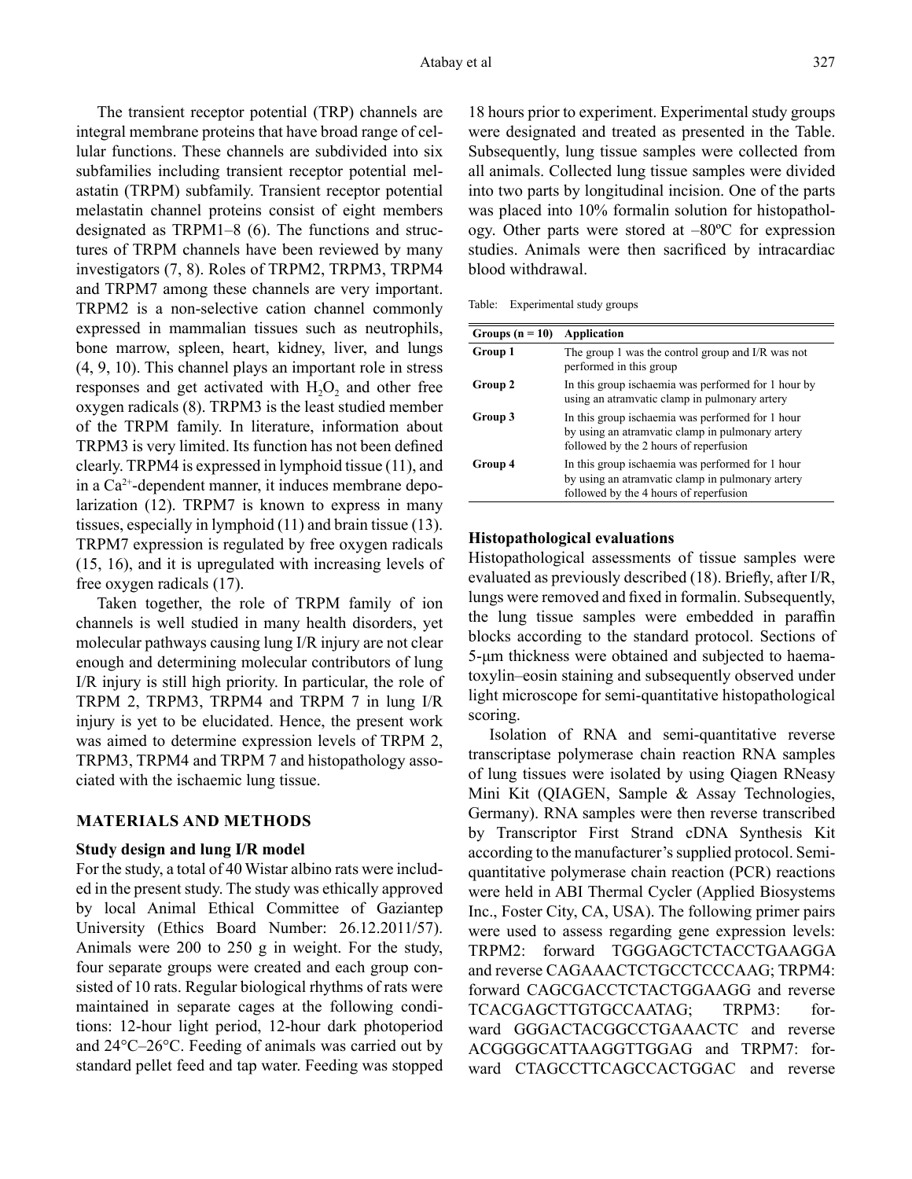The transient receptor potential (TRP) channels are integral membrane proteins that have broad range of cellular functions. These channels are subdivided into six subfamilies including transient receptor potential melastatin (TRPM) subfamily. Transient receptor potential melastatin channel proteins consist of eight members designated as TRPM1–8 (6). The functions and structures of TRPM channels have been reviewed by many investigators (7, 8). Roles of TRPM2, TRPM3, TRPM4 and TRPM7 among these channels are very important. TRPM2 is a non-selective cation channel commonly expressed in mammalian tissues such as neutrophils, bone marrow, spleen, heart, kidney, liver, and lungs (4, 9, 10). This channel plays an important role in stress responses and get activated with $H_2O_2$ and other free oxygen radicals (8). TRPM3 is the least studied member of the TRPM family. In literature, information about TRPM3 is very limited. Its function has not been defined clearly. TRPM4 is expressed in lymphoid tissue (11), and in a $Ca^{2+}$-dependent manner, it induces membrane depolarization (12). TRPM7 is known to express in many tissues, especially in lymphoid (11) and brain tissue (13). TRPM7 expression is regulated by free oxygen radicals (15, 16), and it is upregulated with increasing levels of free oxygen radicals (17).

Taken together, the role of TRPM family of ion channels is well studied in many health disorders, yet molecular pathways causing lung I/R injury are not clear enough and determining molecular contributors of lung I/R injury is still high priority. In particular, the role of TRPM 2, TRPM3, TRPM4 and TRPM 7 in lung I/R injury is yet to be elucidated. Hence, the present work was aimed to determine expression levels of TRPM 2, TRPM3, TRPM4 and TRPM 7 and histopathology associated with the ischaemic lung tissue.

## MATERIALS AND METHODS

### Study design and lung I/R model

For the study, a total of 40 Wistar albino rats were included in the present study. The study was ethically approved by local Animal Ethical Committee of Gaziantep University (Ethics Board Number: 26.12.2011/57). Animals were 200 to 250 g in weight. For the study, four separate groups were created and each group consisted of 10 rats. Regular biological rhythms of rats were maintained in separate cages at the following conditions: 12-hour light period, 12-hour dark photoperiod and 24°C–26°C. Feeding of animals was carried out by standard pellet feed and tap water. Feeding was stopped 18 hours prior to experiment. Experimental study groups were designated and treated as presented in the Table. Subsequently, lung tissue samples were collected from all animals. Collected lung tissue samples were divided into two parts by longitudinal incision. One of the parts was placed into 10% formalin solution for histopathology. Other parts were stored at –80ºC for expression studies. Animals were then sacrificed by intracardiac blood withdrawal.

Table: Experimental study groups

| Groups (n = 10) | Application |
|---|---|
| **Group 1** | The group 1 was the control group and I/R was not performed in this group |
| **Group 2** | In this group ischaemia was performed for 1 hour by using an atramvatic clamp in pulmonary artery |
| **Group 3** | In this group ischaemia was performed for 1 hour by using an atramvatic clamp in pulmonary artery followed by the 2 hours of reperfusion |
| **Group 4** | In this group ischaemia was performed for 1 hour by using an atramvatic clamp in pulmonary artery followed by the 4 hours of reperfusion |

### Histopathological evaluations

Histopathological assessments of tissue samples were evaluated as previously described (18). Briefly, after I/R, lungs were removed and fixed in formalin. Subsequently, the lung tissue samples were embedded in paraffin blocks according to the standard protocol. Sections of 5-µm thickness were obtained and subjected to haematoxylin–eosin staining and subsequently observed under light microscope for semi-quantitative histopathological scoring.

Isolation of RNA and semi-quantitative reverse transcriptase polymerase chain reaction RNA samples of lung tissues were isolated by using Qiagen RNeasy Mini Kit (QIAGEN, Sample & Assay Technologies, Germany). RNA samples were then reverse transcribed by Transcriptor First Strand cDNA Synthesis Kit according to the manufacturer's supplied protocol. Semi-quantitative polymerase chain reaction (PCR) reactions were held in ABI Thermal Cycler (Applied Biosystems Inc., Foster City, CA, USA). The following primer pairs were used to assess regarding gene expression levels: TRPM2: forward TGGGAGCTCTACCTGAAGGA and reverse CAGAAACTCTGCCTCCCAAG; TRPM4: forward CAGCGACCTCTACTGGAAGG and reverse TCACGAGCTTGTGCCAATAG; TRPM3: forward GGGACTACGGCCTGAAACTC and reverse ACGGGGCATTAAGGTTGGAG and TRPM7: forward CTAGCCTTCAGCCACTGGAC and reverse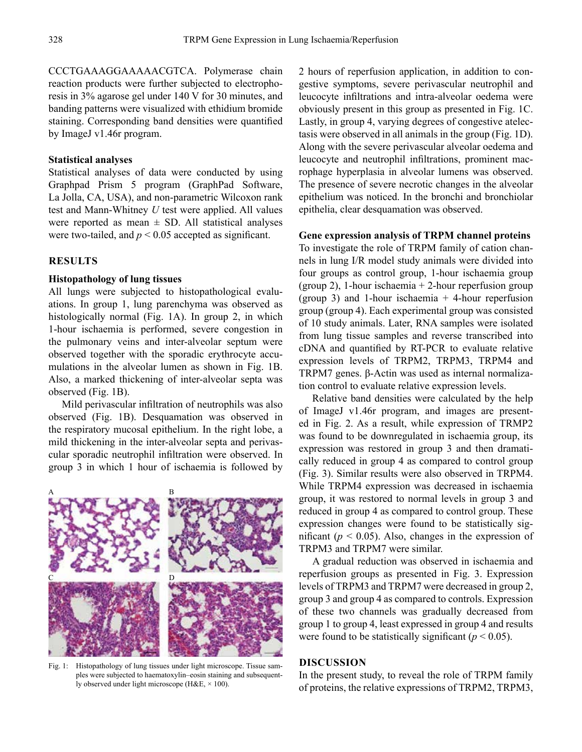CCCTGAAAGGAAAAACGTCA. Polymerase chain reaction products were further subjected to electrophoresis in 3% agarose gel under 140 V for 30 minutes, and banding patterns were visualized with ethidium bromide staining. Corresponding band densities were quantified by ImageJ v1.46r program.

### Statistical analyses

Statistical analyses of data were conducted by using Graphpad Prism 5 program (GraphPad Software, La Jolla, CA, USA), and non-parametric Wilcoxon rank test and Mann-Whitney *U* test were applied. All values were reported as mean ± SD. All statistical analyses were two-tailed, and $p < 0.05$ accepted as significant.

## RESULTS

### Histopathology of lung tissues

All lungs were subjected to histopathological evaluations. In group 1, lung parenchyma was observed as histologically normal (Fig. 1A). In group 2, in which 1-hour ischaemia is performed, severe congestion in the pulmonary veins and inter-alveolar septum were observed together with the sporadic erythrocyte accumulations in the alveolar lumen as shown in Fig. 1B. Also, a marked thickening of inter-alveolar septa was observed (Fig. 1B).

Mild perivascular infiltration of neutrophils was also observed (Fig. 1B). Desquamation was observed in the respiratory mucosal epithelium. In the right lobe, a mild thickening in the inter-alveolar septa and perivascular sporadic neutrophil infiltration were observed. In group 3 in which 1 hour of ischaemia is followed by 2 hours of reperfusion application, in addition to congestive symptoms, severe perivascular neutrophil and leucocyte infiltrations and intra-alveolar oedema were obviously present in this group as presented in Fig. 1C. Lastly, in group 4, varying degrees of congestive atelectasis were observed in all animals in the group (Fig. 1D). Along with the severe perivascular alveolar oedema and leucocyte and neutrophil infiltrations, prominent macrophage hyperplasia in alveolar lumens was observed. The presence of severe necrotic changes in the alveolar epithelium was noticed. In the bronchi and bronchiolar epithelia, clear desquamation was observed.

Fig. 1: Histopathology of lung tissues under light microscope. Tissue samples were subjected to haematoxylin–eosin staining and subsequently observed under light microscope (H&E, × 100).

### Gene expression analysis of TRPM channel proteins

To investigate the role of TRPM family of cation channels in lung I/R model study animals were divided into four groups as control group, 1-hour ischaemia group (group 2), 1-hour ischaemia + 2-hour reperfusion group (group 3) and 1-hour ischaemia + 4-hour reperfusion group (group 4). Each experimental group was consisted of 10 study animals. Later, RNA samples were isolated from lung tissue samples and reverse transcribed into cDNA and quantified by RT-PCR to evaluate relative expression levels of TRPM2, TRPM3, TRPM4 and TRPM7 genes. β-Actin was used as internal normalization control to evaluate relative expression levels.

Relative band densities were calculated by the help of ImageJ v1.46r program, and images are presented in Fig. 2. As a result, while expression of TRMP2 was found to be downregulated in ischaemia group, its expression was restored in group 3 and then dramatically reduced in group 4 as compared to control group (Fig. 3). Similar results were also observed in TRPM4. While TRPM4 expression was decreased in ischaemia group, it was restored to normal levels in group 3 and reduced in group 4 as compared to control group. These expression changes were found to be statistically significant ($p < 0.05$). Also, changes in the expression of TRPM3 and TRPM7 were similar.

A gradual reduction was observed in ischaemia and reperfusion groups as presented in Fig. 3. Expression levels of TRPM3 and TRPM7 were decreased in group 2, group 3 and group 4 as compared to controls. Expression of these two channels was gradually decreased from group 1 to group 4, least expressed in group 4 and results were found to be statistically significant ($p < 0.05$).

## DISCUSSION

In the present study, to reveal the role of TRPM family of proteins, the relative expressions of TRPM2, TRPM3,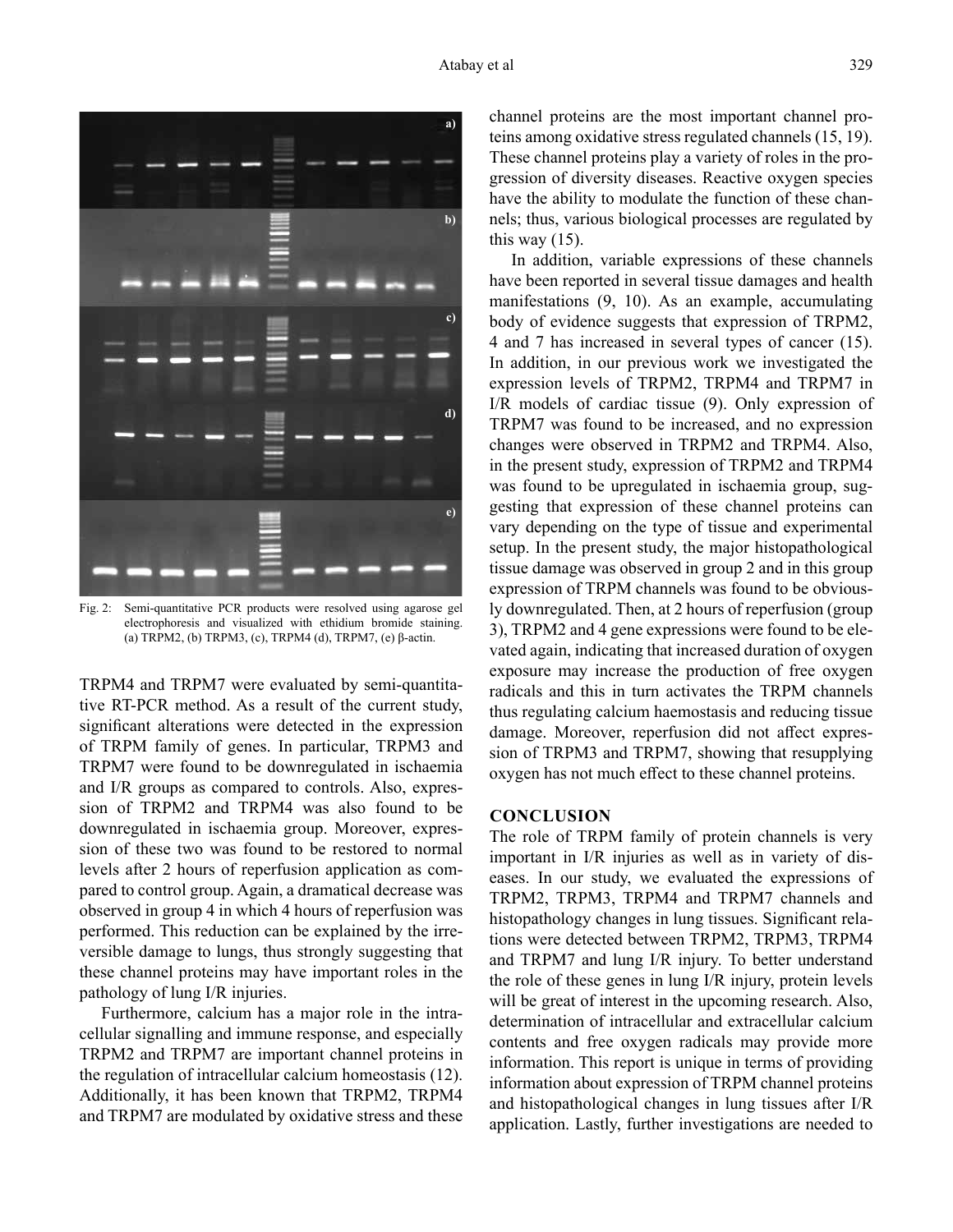Fig. 2: Semi-quantitative PCR products were resolved using agarose gel electrophoresis and visualized with ethidium bromide staining. (a) TRPM2, (b) TRPM3, (c), TRPM4 (d), TRPM7, (e) β-actin.

TRPM4 and TRPM7 were evaluated by semi-quantitative RT-PCR method. As a result of the current study, significant alterations were detected in the expression of TRPM family of genes. In particular, TRPM3 and TRPM7 were found to be downregulated in ischaemia and I/R groups as compared to controls. Also, expression of TRPM2 and TRPM4 was also found to be downregulated in ischaemia group. Moreover, expression of these two was found to be restored to normal levels after 2 hours of reperfusion application as compared to control group. Again, a dramatical decrease was observed in group 4 in which 4 hours of reperfusion was performed. This reduction can be explained by the irreversible damage to lungs, thus strongly suggesting that these channel proteins may have important roles in the pathology of lung I/R injuries.

Furthermore, calcium has a major role in the intracellular signalling and immune response, and especially TRPM2 and TRPM7 are important channel proteins in the regulation of intracellular calcium homeostasis (12). Additionally, it has been known that TRPM2, TRPM4 and TRPM7 are modulated by oxidative stress and these channel proteins are the most important channel proteins among oxidative stress regulated channels (15, 19). These channel proteins play a variety of roles in the progression of diversity diseases. Reactive oxygen species have the ability to modulate the function of these channels; thus, various biological processes are regulated by this way (15).

In addition, variable expressions of these channels have been reported in several tissue damages and health manifestations (9, 10). As an example, accumulating body of evidence suggests that expression of TRPM2, 4 and 7 has increased in several types of cancer (15). In addition, in our previous work we investigated the expression levels of TRPM2, TRPM4 and TRPM7 in I/R models of cardiac tissue (9). Only expression of TRPM7 was found to be increased, and no expression changes were observed in TRPM2 and TRPM4. Also, in the present study, expression of TRPM2 and TRPM4 was found to be upregulated in ischaemia group, suggesting that expression of these channel proteins can vary depending on the type of tissue and experimental setup. In the present study, the major histopathological tissue damage was observed in group 2 and in this group expression of TRPM channels was found to be obviously downregulated. Then, at 2 hours of reperfusion (group 3), TRPM2 and 4 gene expressions were found to be elevated again, indicating that increased duration of oxygen exposure may increase the production of free oxygen radicals and this in turn activates the TRPM channels thus regulating calcium haemostasis and reducing tissue damage. Moreover, reperfusion did not affect expression of TRPM3 and TRPM7, showing that resupplying oxygen has not much effect to these channel proteins.

## CONCLUSION

The role of TRPM family of protein channels is very important in I/R injuries as well as in variety of diseases. In our study, we evaluated the expressions of TRPM2, TRPM3, TRPM4 and TRPM7 channels and histopathology changes in lung tissues. Significant relations were detected between TRPM2, TRPM3, TRPM4 and TRPM7 and lung I/R injury. To better understand the role of these genes in lung I/R injury, protein levels will be great of interest in the upcoming research. Also, determination of intracellular and extracellular calcium contents and free oxygen radicals may provide more information. This report is unique in terms of providing information about expression of TRPM channel proteins and histopathological changes in lung tissues after I/R application. Lastly, further investigations are needed to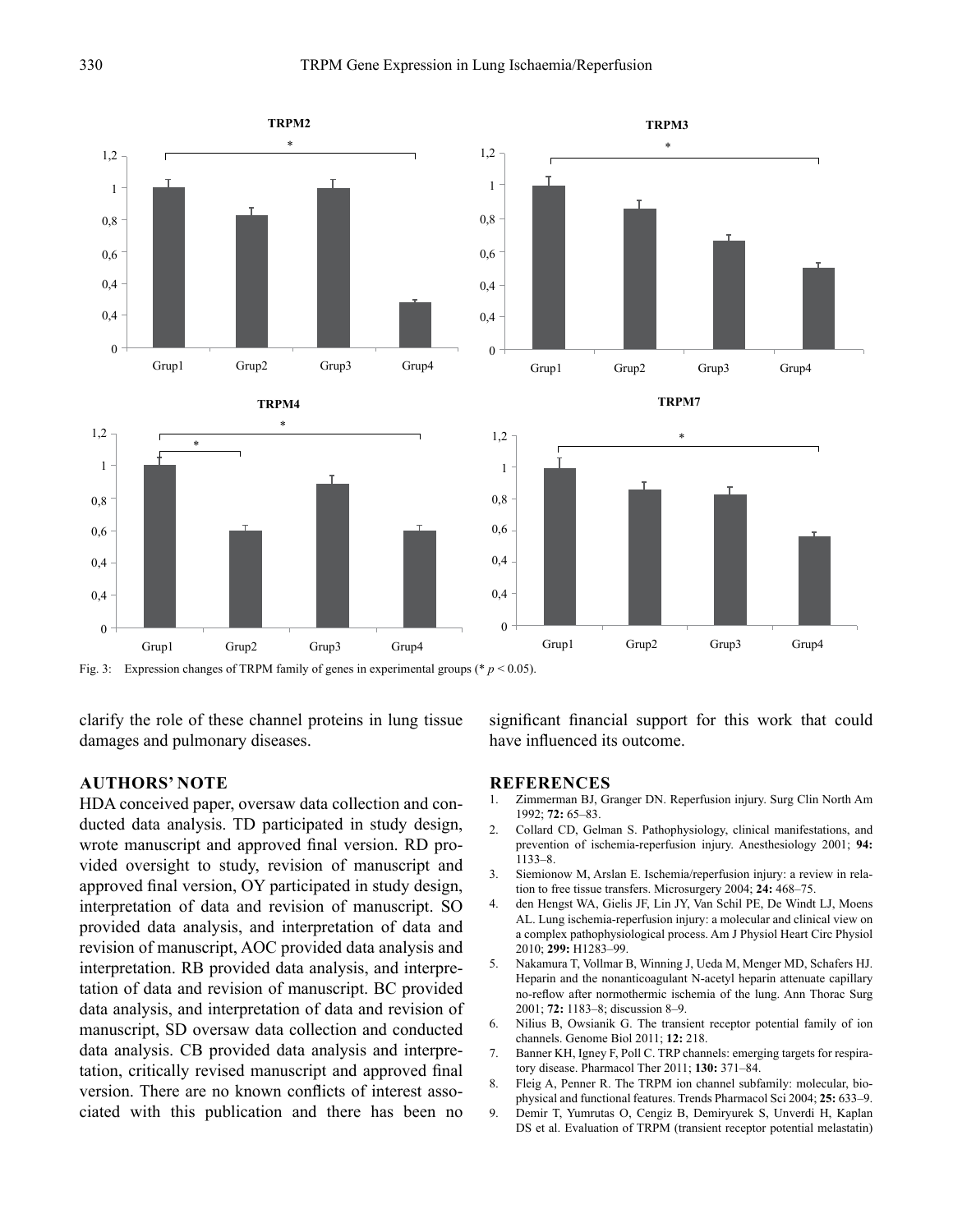Fig. 3: Expression changes of TRPM family of genes in experimental groups (* $p < 0.05$).

clarify the role of these channel proteins in lung tissue damages and pulmonary diseases.

## AUTHORS' NOTE

HDA conceived paper, oversaw data collection and conducted data analysis. TD participated in study design, wrote manuscript and approved final version. RD provided oversight to study, revision of manuscript and approved final version, OY participated in study design, interpretation of data and revision of manuscript. SO provided data analysis, and interpretation of data and revision of manuscript, AOC provided data analysis and interpretation. RB provided data analysis, and interpretation of data and revision of manuscript. BC provided data analysis, and interpretation of data and revision of manuscript, SD oversaw data collection and conducted data analysis. CB provided data analysis and interpretation, critically revised manuscript and approved final version. There are no known conflicts of interest associated with this publication and there has been no significant financial support for this work that could have influenced its outcome.

## REFERENCES

1. Zimmerman BJ, Granger DN. Reperfusion injury. Surg Clin North Am 1992; **72:** 65–83.
2. Collard CD, Gelman S. Pathophysiology, clinical manifestations, and prevention of ischemia-reperfusion injury. Anesthesiology 2001; **94:** 1133–8.
3. Siemionow M, Arslan E. Ischemia/reperfusion injury: a review in relation to free tissue transfers. Microsurgery 2004; **24:** 468–75.
4. den Hengst WA, Gielis JF, Lin JY, Van Schil PE, De Windt LJ, Moens AL. Lung ischemia-reperfusion injury: a molecular and clinical view on a complex pathophysiological process. Am J Physiol Heart Circ Physiol 2010; **299:** H1283–99.
5. Nakamura T, Vollmar B, Winning J, Ueda M, Menger MD, Schafers HJ. Heparin and the nonanticoagulant N-acetyl heparin attenuate capillary no-reflow after normothermic ischemia of the lung. Ann Thorac Surg 2001; **72:** 1183–8; discussion 8–9.
6. Nilius B, Owsianik G. The transient receptor potential family of ion channels. Genome Biol 2011; **12:** 218.
7. Banner KH, Igney F, Poll C. TRP channels: emerging targets for respiratory disease. Pharmacol Ther 2011; **130:** 371–84.
8. Fleig A, Penner R. The TRPM ion channel subfamily: molecular, biophysical and functional features. Trends Pharmacol Sci 2004; **25:** 633–9.
9. Demir T, Yumrutas O, Cengiz B, Demiryurek S, Unverdi H, Kaplan DS et al. Evaluation of TRPM (transient receptor potential melastatin)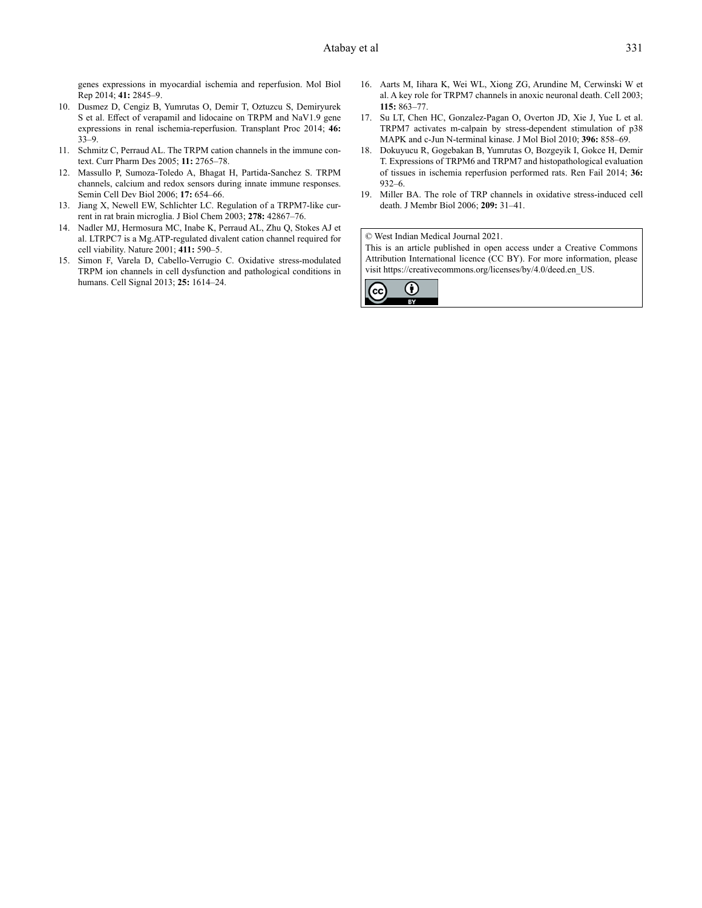genes expressions in myocardial ischemia and reperfusion. Mol Biol Rep 2014; **41:** 2845–9.

10. Dusmez D, Cengiz B, Yumrutas O, Demir T, Oztuzcu S, Demiryurek S et al. Effect of verapamil and lidocaine on TRPM and NaV1.9 gene expressions in renal ischemia-reperfusion. Transplant Proc 2014; **46:** 33–9.
11. Schmitz C, Perraud AL. The TRPM cation channels in the immune context. Curr Pharm Des 2005; **11:** 2765–78.
12. Massullo P, Sumoza-Toledo A, Bhagat H, Partida-Sanchez S. TRPM channels, calcium and redox sensors during innate immune responses. Semin Cell Dev Biol 2006; **17:** 654–66.
13. Jiang X, Newell EW, Schlichter LC. Regulation of a TRPM7-like current in rat brain microglia. J Biol Chem 2003; **278:** 42867–76.
14. Nadler MJ, Hermosura MC, Inabe K, Perraud AL, Zhu Q, Stokes AJ et al. LTRPC7 is a Mg.ATP-regulated divalent cation channel required for cell viability. Nature 2001; **411:** 590–5.
15. Simon F, Varela D, Cabello-Verrugio C. Oxidative stress-modulated TRPM ion channels in cell dysfunction and pathological conditions in humans. Cell Signal 2013; **25:** 1614–24.
16. Aarts M, Iihara K, Wei WL, Xiong ZG, Arundine M, Cerwinski W et al. A key role for TRPM7 channels in anoxic neuronal death. Cell 2003; **115:** 863–77.
17. Su LT, Chen HC, Gonzalez-Pagan O, Overton JD, Xie J, Yue L et al. TRPM7 activates m-calpain by stress-dependent stimulation of p38 MAPK and c-Jun N-terminal kinase. J Mol Biol 2010; **396:** 858–69.
18. Dokuyucu R, Gogebakan B, Yumrutas O, Bozgeyik I, Gokce H, Demir T. Expressions of TRPM6 and TRPM7 and histopathological evaluation of tissues in ischemia reperfusion performed rats. Ren Fail 2014; **36:** 932–6.
19. Miller BA. The role of TRP channels in oxidative stress-induced cell death. J Membr Biol 2006; **209:** 31–41.

© West Indian Medical Journal 2021.
This is an article published in open access under a Creative Commons Attribution International licence (CC BY). For more information, please visit https://creativecommons.org/licenses/by/4.0/deed.en_US.